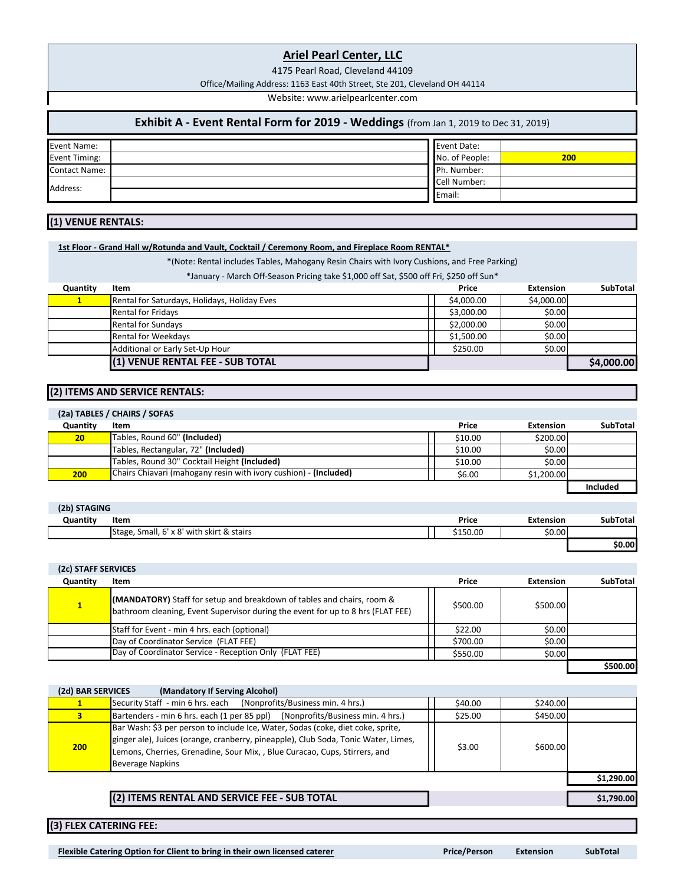# Ariel Pearl Center, LLC

4175 Pearl Road, Cleveland 44109

Office/Mailing Address: 1163 East 40th Street, Ste 201, Cleveland OH 44114

Website: www.arielpearlcenter.com

## Exhibit A - Event Rental Form for 2019 - Weddings (from Jan 1, 2019 to Dec 31, 2019)

| | | | |
|---|---|---|---|
| Event Name: | | Event Date: | |
| Event Timing: | | No. of People: | 200 |
| Contact Name: | | Ph. Number: | |
| Address: | | Cell Number: | |
| | | Email: | |

## (1) VENUE RENTALS:

**1st Floor - Grand Hall w/Rotunda and Vault, Cocktail / Ceremony Room, and Fireplace Room RENTAL***

*(Note: Rental includes Tables, Mahogany Resin Chairs with Ivory Cushions, and Free Parking)

*January - March Off-Season Pricing take $1,000 off Sat, $500 off Fri, $250 off Sun*

| Quantity | Item | Price | Extension | SubTotal |
|---|---|---|---|---|
| 1 | Rental for Saturdays, Holidays, Holiday Eves | $4,000.00 | $4,000.00 | |
| | Rental for Fridays | $3,000.00 | $0.00 | |
| | Rental for Sundays | $2,000.00 | $0.00 | |
| | Rental for Weekdays | $1,500.00 | $0.00 | |
| | Additional or Early Set-Up Hour | $250.00 | $0.00 | |
| | **(1) VENUE RENTAL FEE - SUB TOTAL** | | | **$4,000.00** |

## (2) ITEMS AND SERVICE RENTALS:

**(2a) TABLES / CHAIRS / SOFAS**

| Quantity | Item | Price | Extension | SubTotal |
|---|---|---|---|---|
| 20 | Tables, Round 60" **(Included)** | $10.00 | $200.00 | |
| | Tables, Rectangular, 72" **(Included)** | $10.00 | $0.00 | |
| | Tables, Round 30" Cocktail Height **(Included)** | $10.00 | $0.00 | |
| 200 | Chairs Chiavari (mahogany resin with ivory cushion) - **(Included)** | $6.00 | $1,200.00 | |
| | | | | **Included** |

**(2b) STAGING**

| Quantity | Item | Price | Extension | SubTotal |
|---|---|---|---|---|
| | Stage, Small, 6' x 8' with skirt & stairs | $150.00 | $0.00 | |
| | | | | **$0.00** |

**(2c) STAFF SERVICES**

| Quantity | Item | Price | Extension | SubTotal |
|---|---|---|---|---|
| 1 | **(MANDATORY)** Staff for setup and breakdown of tables and chairs, room & bathroom cleaning, Event Supervisor during the event for up to 8 hrs (FLAT FEE) | $500.00 | $500.00 | |
| | Staff for Event - min 4 hrs. each (optional) | $22.00 | $0.00 | |
| | Day of Coordinator Service (FLAT FEE) | $700.00 | $0.00 | |
| | Day of Coordinator Service - Reception Only (FLAT FEE) | $550.00 | $0.00 | |
| | | | | **$500.00** |

**(2d) BAR SERVICES (Mandatory If Serving Alcohol)**

| Quantity | Item | Price | Extension | SubTotal |
|---|---|---|---|---|
| 1 | Security Staff - min 6 hrs. each (Nonprofits/Business min. 4 hrs.) | $40.00 | $240.00 | |
| 3 | Bartenders - min 6 hrs. each (1 per 85 ppl) (Nonprofits/Business min. 4 hrs.) | $25.00 | $450.00 | |
| 200 | Bar Wash: $3 per person to include Ice, Water, Sodas (coke, diet coke, sprite, ginger ale), Juices (orange, cranberry, pineapple), Club Soda, Tonic Water, Limes, Lemons, Cherries, Grenadine, Sour Mix, , Blue Curacao, Cups, Stirrers, and Beverage Napkins | $3.00 | $600.00 | |
| | | | | **$1,290.00** |
| | **(2) ITEMS RENTAL AND SERVICE FEE - SUB TOTAL** | | | **$1,790.00** |

## (3) FLEX CATERING FEE:

| Flexible Catering Option for Client to bring in their own licensed caterer | Price/Person | Extension | SubTotal |
|---|---|---|---|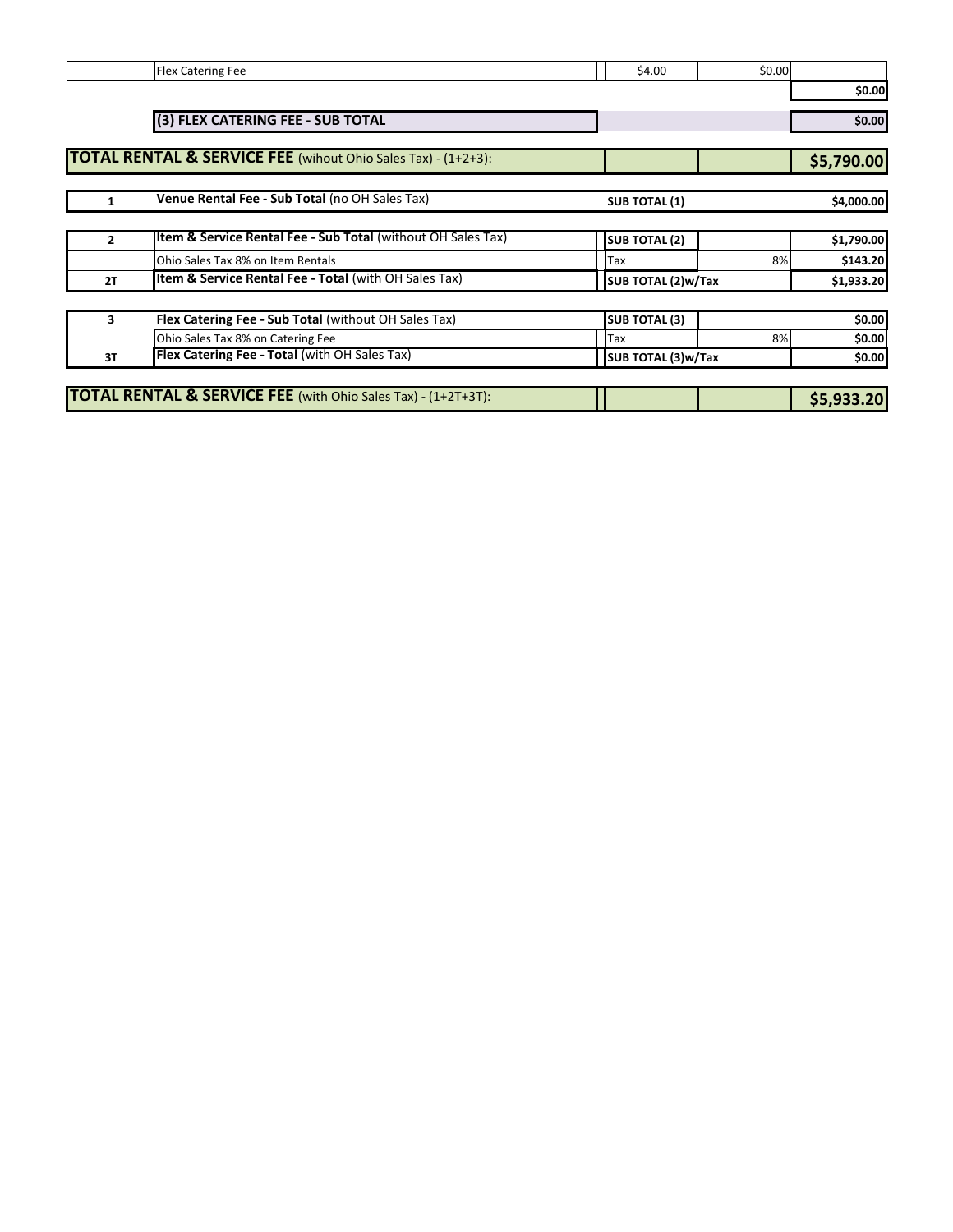| | | | | |
|---|---|---|---|---|
| | Flex Catering Fee | $4.00 | $0.00 | |
| | | | | **$0.00** |
| | **(3) FLEX CATERING FEE - SUB TOTAL** | | | **$0.00** |

| | | | |
|---|---|---|---|
| **TOTAL RENTAL & SERVICE FEE** (wihout Ohio Sales Tax) - (1+2+3): | | | **$5,790.00** |

| | | | | |
|---|---|---|---|---|
| **1** | **Venue Rental Fee - Sub Total** (no OH Sales Tax) | **SUB TOTAL (1)** | | **$4,000.00** |

| | | | | |
|---|---|---|---|---|
| **2** | **Item & Service Rental Fee - Sub Total** (without OH Sales Tax) | **SUB TOTAL (2)** | | **$1,790.00** |
| | Ohio Sales Tax 8% on Item Rentals | Tax | 8% | **$143.20** |
| **2T** | **Item & Service Rental Fee - Total** (with OH Sales Tax) | **SUB TOTAL (2)w/Tax** | | **$1,933.20** |

| | | | | |
|---|---|---|---|---|
| **3** | **Flex Catering Fee - Sub Total** (without OH Sales Tax) | **SUB TOTAL (3)** | | **$0.00** |
| | Ohio Sales Tax 8% on Catering Fee | Tax | 8% | **$0.00** |
| **3T** | **Flex Catering Fee - Total** (with OH Sales Tax) | **SUB TOTAL (3)w/Tax** | | **$0.00** |

| | | | |
|---|---|---|---|
| **TOTAL RENTAL & SERVICE FEE** (with Ohio Sales Tax) - (1+2T+3T): | | | **$5,933.20** |